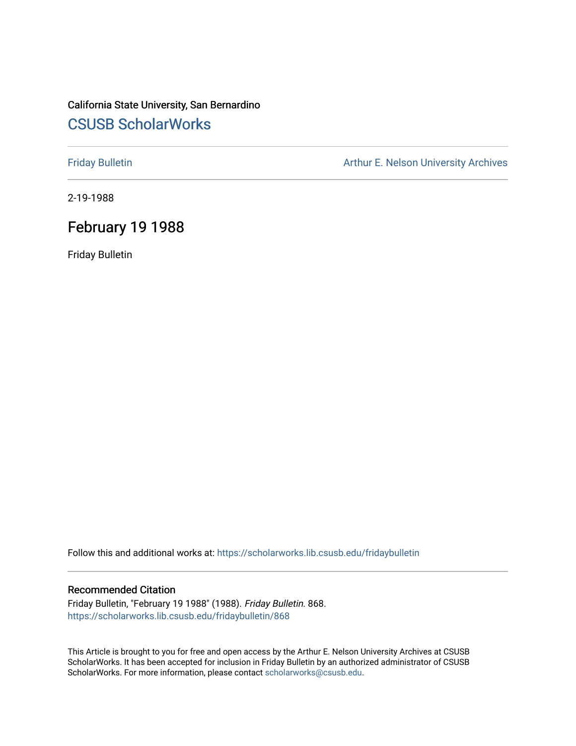California State University, San Bernardino

## CSUSB ScholarWorks

Friday Bulletin

Arthur E. Nelson University Archives

2-19-1988

# February 19 1988

Friday Bulletin

Follow this and additional works at: https://scholarworks.lib.csusb.edu/fridaybulletin

### Recommended Citation

Friday Bulletin, "February 19 1988" (1988). *Friday Bulletin*. 868.
https://scholarworks.lib.csusb.edu/fridaybulletin/868

This Article is brought to you for free and open access by the Arthur E. Nelson University Archives at CSUSB ScholarWorks. It has been accepted for inclusion in Friday Bulletin by an authorized administrator of CSUSB ScholarWorks. For more information, please contact scholarworks@csusb.edu.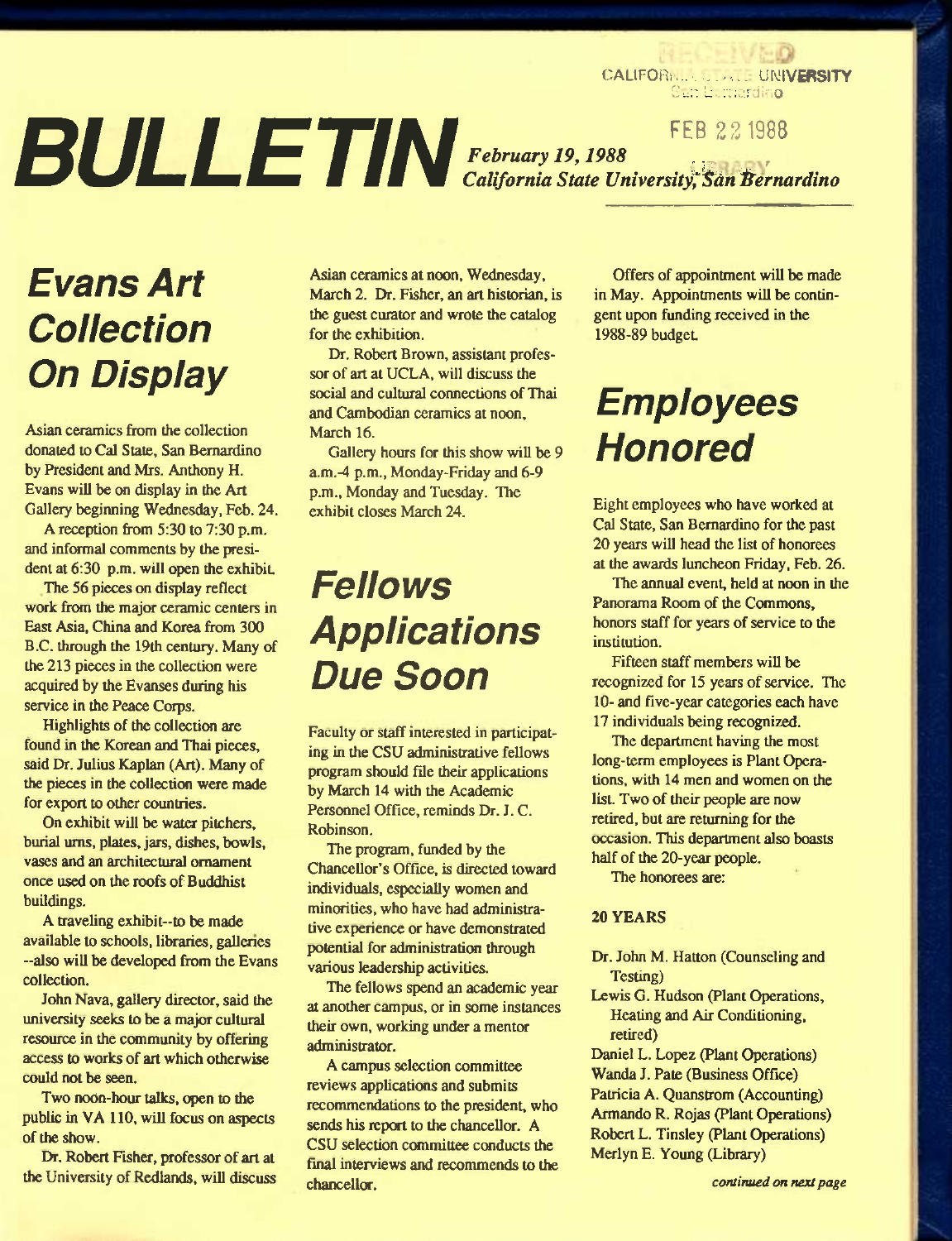RECEIVED
CALIFORNIA STATE UNIVERSITY
San Bernardino

FEB 22 1988

LIBRARY

# BULLETIN

*February 19, 1988*
*California State University, San Bernardino*

## Evans Art Collection On Display

Asian ceramics from the collection donated to Cal State, San Bernardino by President and Mrs. Anthony H. Evans will be on display in the Art Gallery beginning Wednesday, Feb. 24.

A reception from 5:30 to 7:30 p.m. and informal comments by the president at 6:30 p.m. will open the exhibit.

The 56 pieces on display reflect work from the major ceramic centers in East Asia, China and Korea from 300 B.C. through the 19th century. Many of the 213 pieces in the collection were acquired by the Evanses during his service in the Peace Corps.

Highlights of the collection are found in the Korean and Thai pieces, said Dr. Julius Kaplan (Art). Many of the pieces in the collection were made for export to other countries.

On exhibit will be water pitchers, burial urns, plates, jars, dishes, bowls, vases and an architectural ornament once used on the roofs of Buddhist buildings.

A traveling exhibit--to be made available to schools, libraries, galleries --also will be developed from the Evans collection.

John Nava, gallery director, said the university seeks to be a major cultural resource in the community by offering access to works of art which otherwise could not be seen.

Two noon-hour talks, open to the public in VA 110, will focus on aspects of the show.

Dr. Robert Fisher, professor of art at the University of Redlands, will discuss Asian ceramics at noon, Wednesday, March 2. Dr. Fisher, an art historian, is the guest curator and wrote the catalog for the exhibition.

Dr. Robert Brown, assistant professor of art at UCLA, will discuss the social and cultural connections of Thai and Cambodian ceramics at noon, March 16.

Gallery hours for this show will be 9 a.m.-4 p.m., Monday-Friday and 6-9 p.m., Monday and Tuesday. The exhibit closes March 24.

## Fellows Applications Due Soon

Faculty or staff interested in participating in the CSU administrative fellows program should file their applications by March 14 with the Academic Personnel Office, reminds Dr. J. C. Robinson.

The program, funded by the Chancellor's Office, is directed toward individuals, especially women and minorities, who have had administrative experience or have demonstrated potential for administration through various leadership activities.

The fellows spend an academic year at another campus, or in some instances their own, working under a mentor administrator.

A campus selection committee reviews applications and submits recommendations to the president, who sends his report to the chancellor. A CSU selection committee conducts the final interviews and recommends to the chancellor.

Offers of appointment will be made in May. Appointments will be contingent upon funding received in the 1988-89 budget.

## Employees Honored

Eight employees who have worked at Cal State, San Bernardino for the past 20 years will head the list of honorees at the awards luncheon Friday, Feb. 26.

The annual event, held at noon in the Panorama Room of the Commons, honors staff for years of service to the institution.

Fifteen staff members will be recognized for 15 years of service. The 10- and five-year categories each have 17 individuals being recognized.

The department having the most long-term employees is Plant Operations, with 14 men and women on the list. Two of their people are now retired, but are returning for the occasion. This department also boasts half of the 20-year people.

The honorees are:

**20 YEARS**

Dr. John M. Hatton (Counseling and Testing)
Lewis G. Hudson (Plant Operations, Heating and Air Conditioning, retired)
Daniel L. Lopez (Plant Operations)
Wanda J. Pate (Business Office)
Patricia A. Quanstrom (Accounting)
Armando R. Rojas (Plant Operations)
Robert L. Tinsley (Plant Operations)
Merlyn E. Young (Library)

*continued on next page*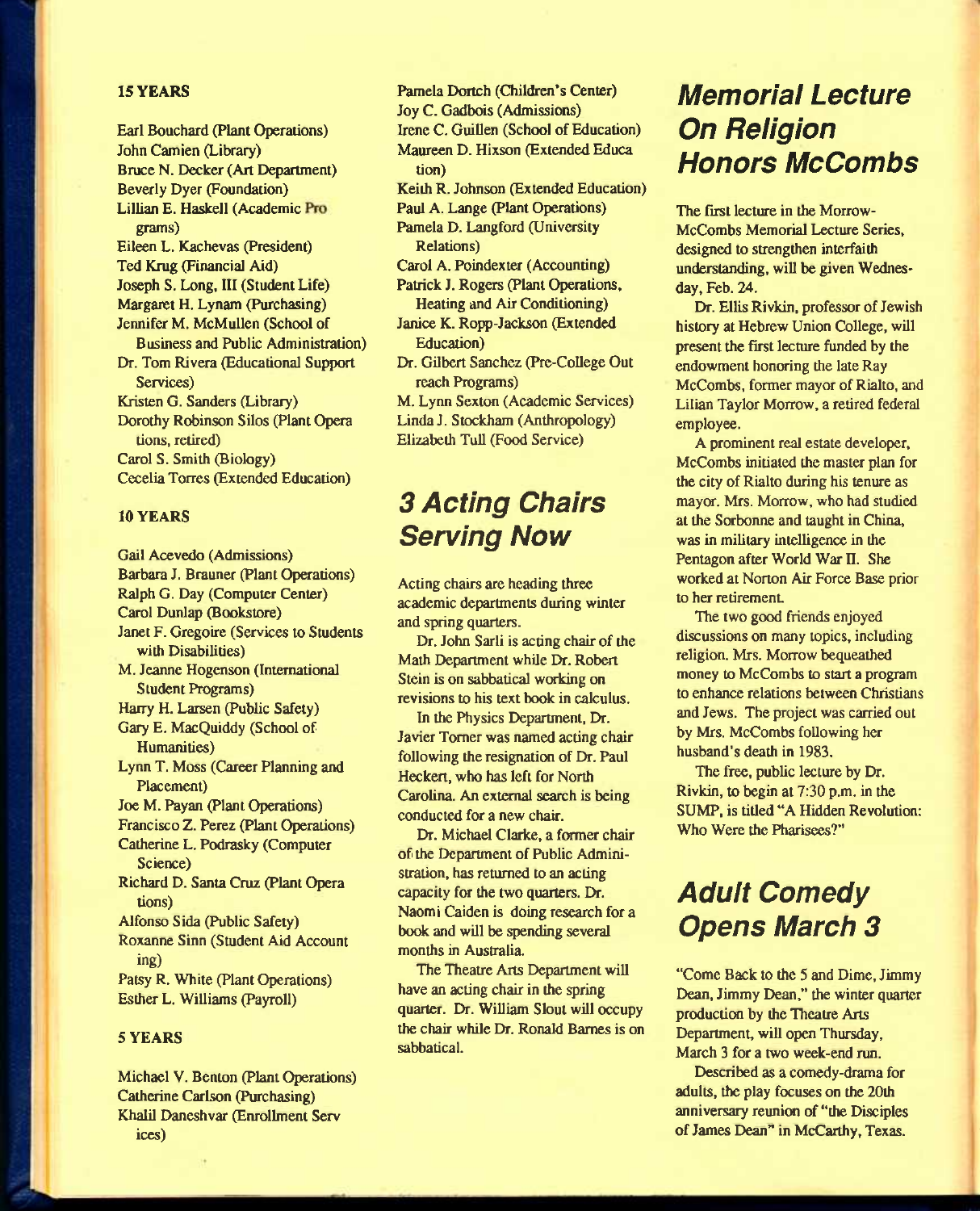### 15 YEARS

Earl Bouchard (Plant Operations)
John Camien (Library)
Bruce N. Decker (Art Department)
Beverly Dyer (Foundation)
Lillian E. Haskell (Academic Programs)
Eileen L. Kachevas (President)
Ted Krug (Financial Aid)
Joseph S. Long, III (Student Life)
Margaret H. Lynam (Purchasing)
Jennifer M. McMullen (School of Business and Public Administration)
Dr. Tom Rivera (Educational Support Services)
Kristen G. Sanders (Library)
Dorothy Robinson Silos (Plant Operations, retired)
Carol S. Smith (Biology)
Cecelia Torres (Extended Education)

### 10 YEARS

Gail Acevedo (Admissions)
Barbara J. Brauner (Plant Operations)
Ralph G. Day (Computer Center)
Carol Dunlap (Bookstore)
Janet F. Gregoire (Services to Students with Disabilities)
M. Jeanne Hogenson (International Student Programs)
Harry H. Larsen (Public Safety)
Gary E. MacQuiddy (School of Humanities)
Lynn T. Moss (Career Planning and Placement)
Joe M. Payan (Plant Operations)
Francisco Z. Perez (Plant Operations)
Catherine L. Podrasky (Computer Science)
Richard D. Santa Cruz (Plant Operations)
Alfonso Sida (Public Safety)
Roxanne Sinn (Student Aid Accounting)
Patsy R. White (Plant Operations)
Esther L. Williams (Payroll)

### 5 YEARS

Michael V. Benton (Plant Operations)
Catherine Carlson (Purchasing)
Khalil Daneshvar (Enrollment Services)
Pamela Dortch (Children's Center)
Joy C. Gadbois (Admissions)
Irene C. Guillen (School of Education)
Maureen D. Hixson (Extended Education)
Keith R. Johnson (Extended Education)
Paul A. Lange (Plant Operations)
Pamela D. Langford (University Relations)
Carol A. Poindexter (Accounting)
Patrick J. Rogers (Plant Operations, Heating and Air Conditioning)
Janice K. Ropp-Jackson (Extended Education)
Dr. Gilbert Sanchez (Pre-College Outreach Programs)
M. Lynn Sexton (Academic Services)
Linda J. Stockham (Anthropology)
Elizabeth Tull (Food Service)

## 3 Acting Chairs Serving Now

Acting chairs are heading three academic departments during winter and spring quarters.

Dr. John Sarli is acting chair of the Math Department while Dr. Robert Stein is on sabbatical working on revisions to his text book in calculus.

In the Physics Department, Dr. Javier Torner was named acting chair following the resignation of Dr. Paul Heckert, who has left for North Carolina. An external search is being conducted for a new chair.

Dr. Michael Clarke, a former chair of the Department of Public Administration, has returned to an acting capacity for the two quarters. Dr. Naomi Caiden is doing research for a book and will be spending several months in Australia.

The Theatre Arts Department will have an acting chair in the spring quarter. Dr. William Slout will occupy the chair while Dr. Ronald Barnes is on sabbatical.

## Memorial Lecture On Religion Honors McCombs

The first lecture in the Morrow-McCombs Memorial Lecture Series, designed to strengthen interfaith understanding, will be given Wednesday, Feb. 24.

Dr. Ellis Rivkin, professor of Jewish history at Hebrew Union College, will present the first lecture funded by the endowment honoring the late Ray McCombs, former mayor of Rialto, and Lilian Taylor Morrow, a retired federal employee.

A prominent real estate developer, McCombs initiated the master plan for the city of Rialto during his tenure as mayor. Mrs. Morrow, who had studied at the Sorbonne and taught in China, was in military intelligence in the Pentagon after World War II. She worked at Norton Air Force Base prior to her retirement.

The two good friends enjoyed discussions on many topics, including religion. Mrs. Morrow bequeathed money to McCombs to start a program to enhance relations between Christians and Jews. The project was carried out by Mrs. McCombs following her husband's death in 1983.

The free, public lecture by Dr. Rivkin, to begin at 7:30 p.m. in the SUMP, is titled "A Hidden Revolution: Who Were the Pharisees?"

## Adult Comedy Opens March 3

"Come Back to the 5 and Dime, Jimmy Dean, Jimmy Dean," the winter quarter production by the Theatre Arts Department, will open Thursday, March 3 for a two week-end run.

Described as a comedy-drama for adults, the play focuses on the 20th anniversary reunion of "the Disciples of James Dean" in McCarthy, Texas.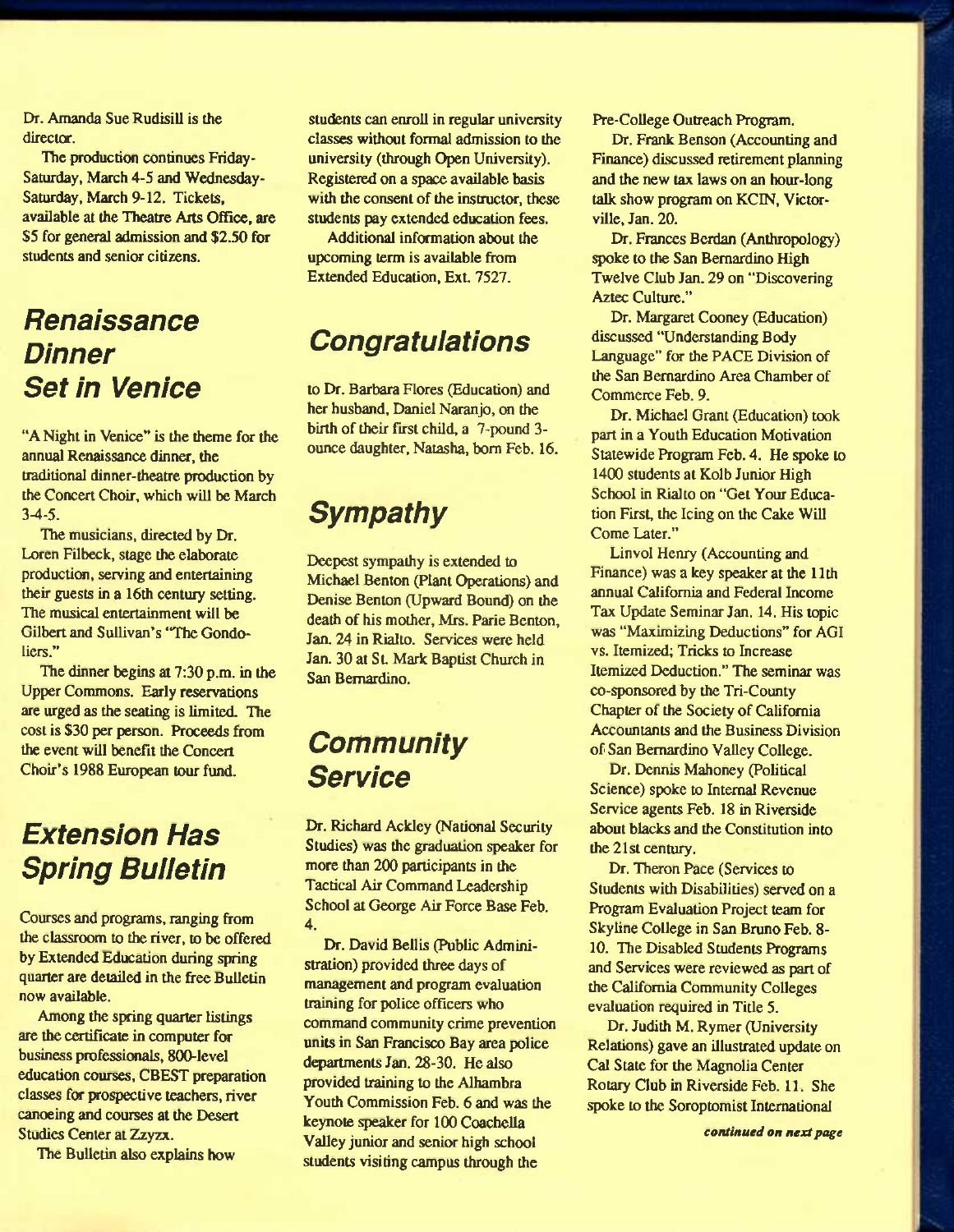Dr. Amanda Sue Rudisill is the director.

The production continues Friday-Saturday, March 4-5 and Wednesday-Saturday, March 9-12. Tickets, available at the Theatre Arts Office, are $5 for general admission and $2.50 for students and senior citizens.

## Renaissance Dinner Set in Venice

"A Night in Venice" is the theme for the annual Renaissance dinner, the traditional dinner-theatre production by the Concert Choir, which will be March 3-4-5.

The musicians, directed by Dr. Loren Filbeck, stage the elaborate production, serving and entertaining their guests in a 16th century setting. The musical entertainment will be Gilbert and Sullivan's "The Gondoliers."

The dinner begins at 7:30 p.m. in the Upper Commons. Early reservations are urged as the seating is limited. The cost is $30 per person. Proceeds from the event will benefit the Concert Choir's 1988 European tour fund.

## Extension Has Spring Bulletin

Courses and programs, ranging from the classroom to the river, to be offered by Extended Education during spring quarter are detailed in the free Bulletin now available.

Among the spring quarter listings are the certificate in computer for business professionals, 800-level education courses, CBEST preparation classes for prospective teachers, river canoeing and courses at the Desert Studies Center at Zzyzx.

The Bulletin also explains how students can enroll in regular university classes without formal admission to the university (through Open University). Registered on a space available basis with the consent of the instructor, these students pay extended education fees.

Additional information about the upcoming term is available from Extended Education, Ext. 7527.

## Congratulations

to Dr. Barbara Flores (Education) and her husband, Daniel Naranjo, on the birth of their first child, a 7-pound 3-ounce daughter, Natasha, born Feb. 16.

## Sympathy

Deepest sympathy is extended to Michael Benton (Plant Operations) and Denise Benton (Upward Bound) on the death of his mother, Mrs. Parie Benton, Jan. 24 in Rialto. Services were held Jan. 30 at St. Mark Baptist Church in San Bernardino.

## Community Service

Dr. Richard Ackley (National Security Studies) was the graduation speaker for more than 200 participants in the Tactical Air Command Leadership School at George Air Force Base Feb. 4.

Dr. David Bellis (Public Administration) provided three days of management and program evaluation training for police officers who command community crime prevention units in San Francisco Bay area police departments Jan. 28-30. He also provided training to the Alhambra Youth Commission Feb. 6 and was the keynote speaker for 100 Coachella Valley junior and senior high school students visiting campus through the Pre-College Outreach Program.

Dr. Frank Benson (Accounting and Finance) discussed retirement planning and the new tax laws on an hour-long talk show program on KCIN, Victorville, Jan. 20.

Dr. Frances Berdan (Anthropology) spoke to the San Bernardino High Twelve Club Jan. 29 on "Discovering Aztec Culture."

Dr. Margaret Cooney (Education) discussed "Understanding Body Language" for the PACE Division of the San Bernardino Area Chamber of Commerce Feb. 9.

Dr. Michael Grant (Education) took part in a Youth Education Motivation Statewide Program Feb. 4. He spoke to 1400 students at Kolb Junior High School in Rialto on "Get Your Education First, the Icing on the Cake Will Come Later."

Linvol Henry (Accounting and Finance) was a key speaker at the 11th annual California and Federal Income Tax Update Seminar Jan. 14. His topic was "Maximizing Deductions" for AGI vs. Itemized; Tricks to Increase Itemized Deduction." The seminar was co-sponsored by the Tri-County Chapter of the Society of California Accountants and the Business Division of San Bernardino Valley College.

Dr. Dennis Mahoney (Political Science) spoke to Internal Revenue Service agents Feb. 18 in Riverside about blacks and the Constitution into the 21st century.

Dr. Theron Pace (Services to Students with Disabilities) served on a Program Evaluation Project team for Skyline College in San Bruno Feb. 8-10. The Disabled Students Programs and Services were reviewed as part of the California Community Colleges evaluation required in Title 5.

Dr. Judith M. Rymer (University Relations) gave an illustrated update on Cal State for the Magnolia Center Rotary Club in Riverside Feb. 11. She spoke to the Soroptomist International

*continued on next page*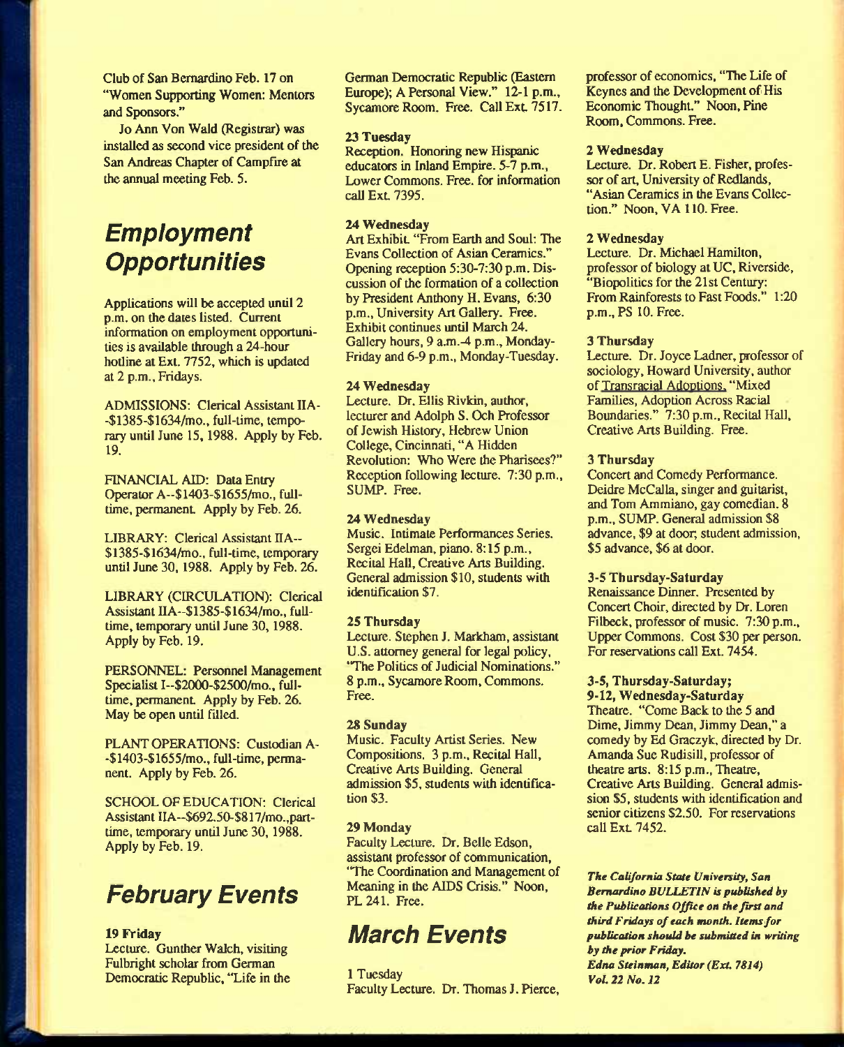Club of San Bernardino Feb. 17 on "Women Supporting Women: Mentors and Sponsors."

Jo Ann Von Wald (Registrar) was installed as second vice president of the San Andreas Chapter of Campfire at the annual meeting Feb. 5.

## Employment Opportunities

Applications will be accepted until 2 p.m. on the dates listed. Current information on employment opportunities is available through a 24-hour hotline at Ext. 7752, which is updated at 2 p.m., Fridays.

ADMISSIONS: Clerical Assistant IIA--$1385-$1634/mo., full-time, temporary until June 15, 1988. Apply by Feb. 19.

FINANCIAL AID: Data Entry Operator A--$1403-$1655/mo., full-time, permanent. Apply by Feb. 26.

LIBRARY: Clerical Assistant IIA--$1385-$1634/mo., full-time, temporary until June 30, 1988. Apply by Feb. 26.

LIBRARY (CIRCULATION): Clerical Assistant IIA--$1385-$1634/mo., full-time, temporary until June 30, 1988. Apply by Feb. 19.

PERSONNEL: Personnel Management Specialist I--$2000-$2500/mo., full-time, permanent. Apply by Feb. 26. May be open until filled.

PLANT OPERATIONS: Custodian A--$1403-$1655/mo., full-time, permanent. Apply by Feb. 26.

SCHOOL OF EDUCATION: Clerical Assistant IIA--$692.50-$817/mo., part-time, temporary until June 30, 1988. Apply by Feb. 19.

## February Events

**19 Friday**
Lecture. Gunther Walch, visiting Fulbright scholar from German Democratic Republic, "Life in the German Democratic Republic (Eastern Europe); A Personal View." 12-1 p.m., Sycamore Room. Free. Call Ext. 7517.

**23 Tuesday**
Reception. Honoring new Hispanic educators in Inland Empire. 5-7 p.m., Lower Commons. Free. for information call Ext. 7395.

**24 Wednesday**
Art Exhibit. "From Earth and Soul: The Evans Collection of Asian Ceramics." Opening reception 5:30-7:30 p.m. Discussion of the formation of a collection by President Anthony H. Evans, 6:30 p.m., University Art Gallery. Free. Exhibit continues until March 24. Gallery hours, 9 a.m.-4 p.m., Monday-Friday and 6-9 p.m., Monday-Tuesday.

**24 Wednesday**
Lecture. Dr. Ellis Rivkin, author, lecturer and Adolph S. Och Professor of Jewish History, Hebrew Union College, Cincinnati, "A Hidden Revolution: Who Were the Pharisees?" Reception following lecture. 7:30 p.m., SUMP. Free.

**24 Wednesday**
Music. Intimate Performances Series. Sergei Edelman, piano. 8:15 p.m., Recital Hall, Creative Arts Building. General admission $10, students with identification $7.

**25 Thursday**
Lecture. Stephen J. Markham, assistant U.S. attorney general for legal policy, "The Politics of Judicial Nominations." 8 p.m., Sycamore Room, Commons. Free.

**28 Sunday**
Music. Faculty Artist Series. New Compositions. 3 p.m., Recital Hall, Creative Arts Building. General admission $5, students with identification $3.

**29 Monday**
Faculty Lecture. Dr. Belle Edson, assistant professor of communication, "The Coordination and Management of Meaning in the AIDS Crisis." Noon, PL 241. Free.

## March Events

**1 Tuesday**
Faculty Lecture. Dr. Thomas J. Pierce, professor of economics, "The Life of Keynes and the Development of His Economic Thought." Noon, Pine Room, Commons. Free.

**2 Wednesday**
Lecture. Dr. Robert E. Fisher, professor of art, University of Redlands, "Asian Ceramics in the Evans Collection." Noon, VA 110. Free.

**2 Wednesday**
Lecture. Dr. Michael Hamilton, professor of biology at UC, Riverside, "Biopolitics for the 21st Century: From Rainforests to Fast Foods." 1:20 p.m., PS 10. Free.

**3 Thursday**
Lecture. Dr. Joyce Ladner, professor of sociology, Howard University, author of Transracial Adoptions, "Mixed Families, Adoption Across Racial Boundaries." 7:30 p.m., Recital Hall, Creative Arts Building. Free.

**3 Thursday**
Concert and Comedy Performance. Deidre McCalla, singer and guitarist, and Tom Ammiano, gay comedian. 8 p.m., SUMP. General admission $8 advance, $9 at door; student admission, $5 advance, $6 at door.

**3-5 Thursday-Saturday**
Renaissance Dinner. Presented by Concert Choir, directed by Dr. Loren Filbeck, professor of music. 7:30 p.m., Upper Commons. Cost $30 per person. For reservations call Ext. 7454.

**3-5, Thursday-Saturday; 9-12, Wednesday-Saturday**
Theatre. "Come Back to the 5 and Dime, Jimmy Dean, Jimmy Dean," a comedy by Ed Graczyk, directed by Dr. Amanda Sue Rudisill, professor of theatre arts. 8:15 p.m., Theatre, Creative Arts Building. General admission $5, students with identification and senior citizens $2.50. For reservations call Ext. 7452.

***The California State University, San Bernardino BULLETIN is published by the Publications Office on the first and third Fridays of each month. Items for publication should be submitted in writing by the prior Friday.***
***Edna Steinman, Editor (Ext. 7814)***
***Vol. 22 No. 12***